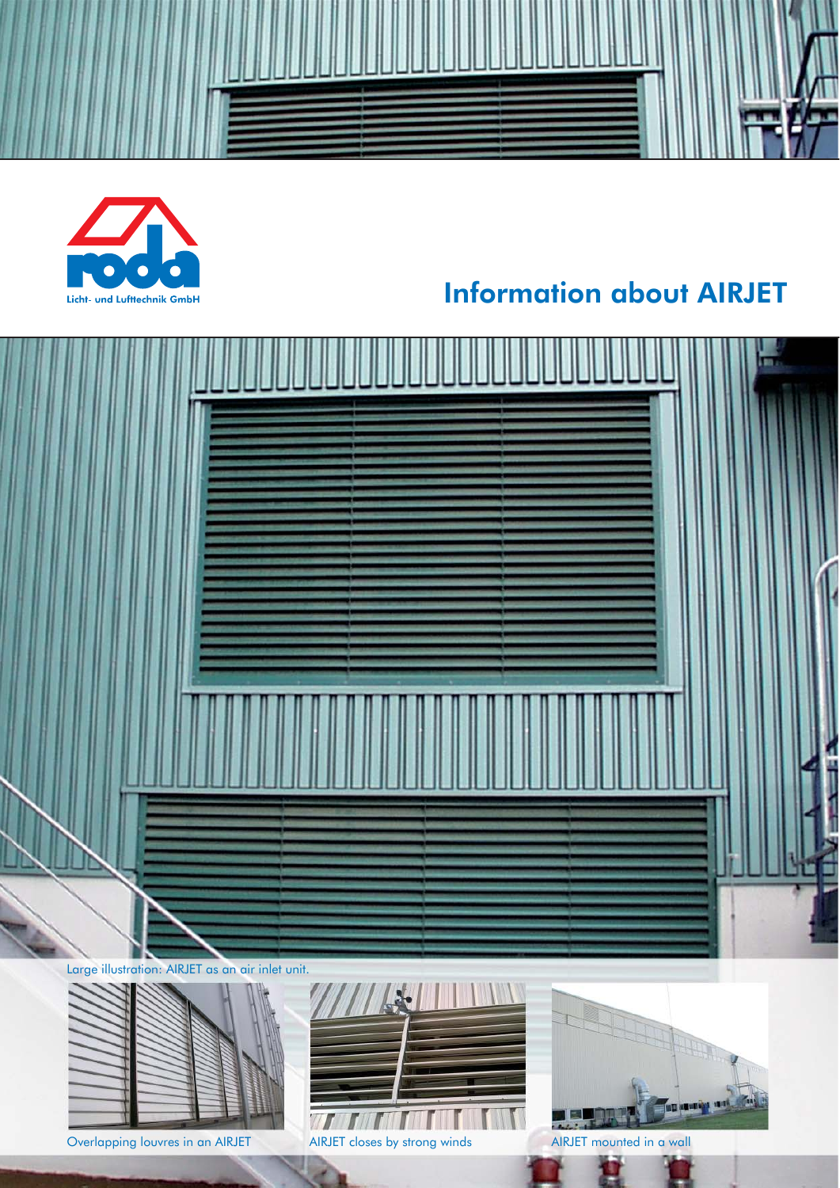roda

Licht- und Lufttechnik GmbH

# Information about AIRJET

Large illustration: AIRJET as an air inlet unit.

Overlapping louvres in an AIRJET

AIRJET closes by strong winds

AIRJET mounted in a wall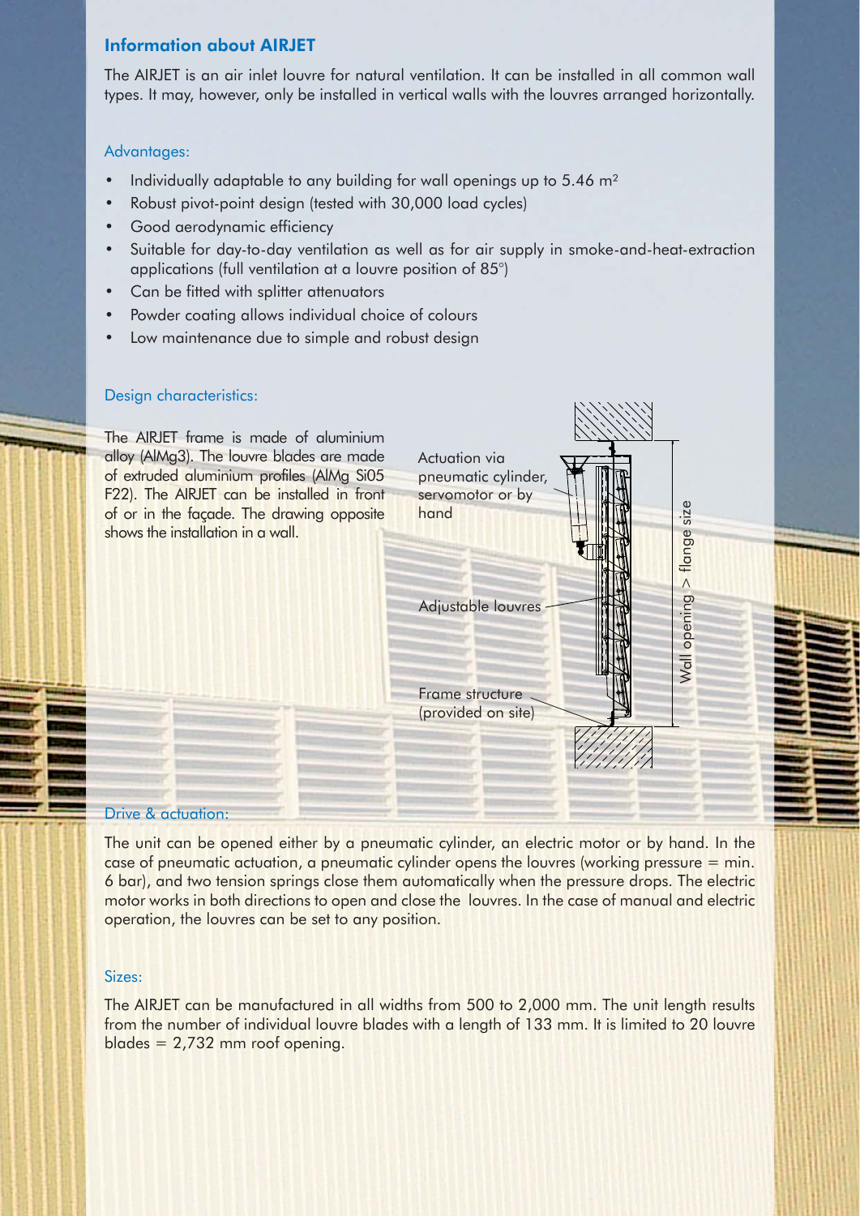## Information about AIRJET

The AIRJET is an air inlet louvre for natural ventilation. It can be installed in all common wall types. It may, however, only be installed in vertical walls with the louvres arranged horizontally.

### Advantages:

- Individually adaptable to any building for wall openings up to 5.46 $m^2$
- Robust pivot-point design (tested with 30,000 load cycles)
- Good aerodynamic efficiency
- Suitable for day-to-day ventilation as well as for air supply in smoke-and-heat-extraction applications (full ventilation at a louvre position of 85°)
- Can be fitted with splitter attenuators
- Powder coating allows individual choice of colours
- Low maintenance due to simple and robust design

### Design characteristics:

The AIRJET frame is made of aluminium alloy (AlMg3). The louvre blades are made of extruded aluminium profiles (AlMg Si05 F22). The AIRJET can be installed in front of or in the façade. The drawing opposite shows the installation in a wall.

Actuation via pneumatic cylinder, servomotor or by hand

Adjustable louvres

Frame structure (provided on site)

Wall opening > flange size

### Drive & actuation:

The unit can be opened either by a pneumatic cylinder, an electric motor or by hand. In the case of pneumatic actuation, a pneumatic cylinder opens the louvres (working pressure = min. 6 bar), and two tension springs close them automatically when the pressure drops. The electric motor works in both directions to open and close the louvres. In the case of manual and electric operation, the louvres can be set to any position.

### Sizes:

The AIRJET can be manufactured in all widths from 500 to 2,000 mm. The unit length results from the number of individual louvre blades with a length of 133 mm. It is limited to 20 louvre blades = 2,732 mm roof opening.